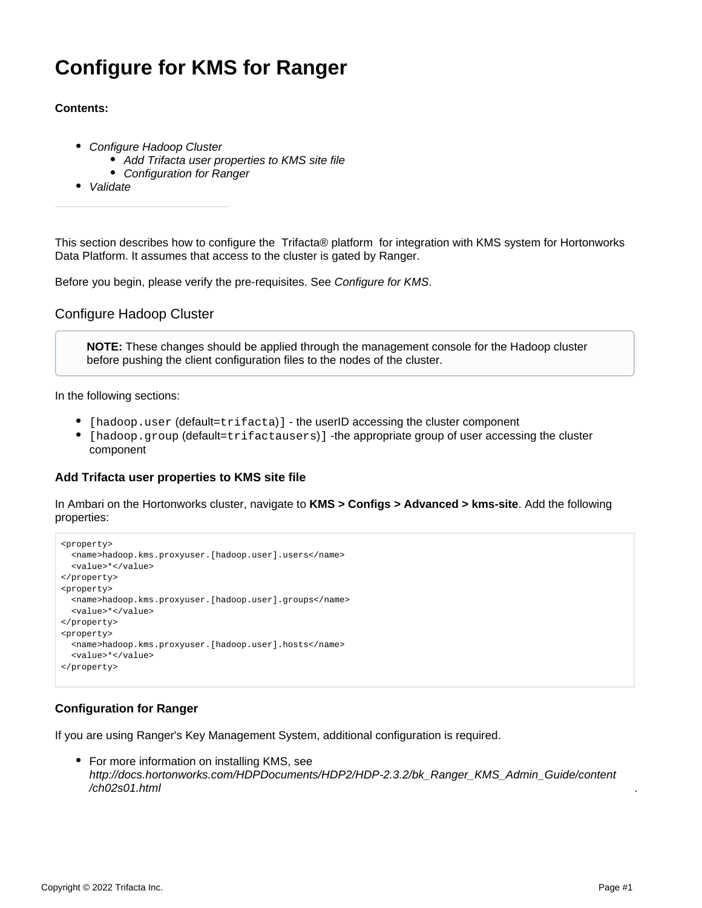# Configure for KMS for Ranger

**Contents:**

- *Configure Hadoop Cluster*
  - *Add Trifacta user properties to KMS site file*
  - *Configuration for Ranger*
- *Validate*

---

This section describes how to configure the Trifacta® platform for integration with KMS system for Hortonworks Data Platform. It assumes that access to the cluster is gated by Ranger.

Before you begin, please verify the pre-requisites. See *Configure for KMS*.

## Configure Hadoop Cluster

> **NOTE:** These changes should be applied through the management console for the Hadoop cluster before pushing the client configuration files to the nodes of the cluster.

In the following sections:

- `[hadoop.user` (default=`trifacta`)] - the userID accessing the cluster component
- `[hadoop.group` (default=`trifactausers`)] -the appropriate group of user accessing the cluster component

### Add Trifacta user properties to KMS site file

In Ambari on the Hortonworks cluster, navigate to **KMS > Configs > Advanced > kms-site**. Add the following properties:

```
<property>
  <name>hadoop.kms.proxyuser.[hadoop.user].users</name>
  <value>*</value>
</property>
<property>
  <name>hadoop.kms.proxyuser.[hadoop.user].groups</name>
  <value>*</value>
</property>
<property>
  <name>hadoop.kms.proxyuser.[hadoop.user].hosts</name>
  <value>*</value>
</property>
```

### Configuration for Ranger

If you are using Ranger's Key Management System, additional configuration is required.

- For more information on installing KMS, see *http://docs.hortonworks.com/HDPDocuments/HDP2/HDP-2.3.2/bk_Ranger_KMS_Admin_Guide/content/ch02s01.html* .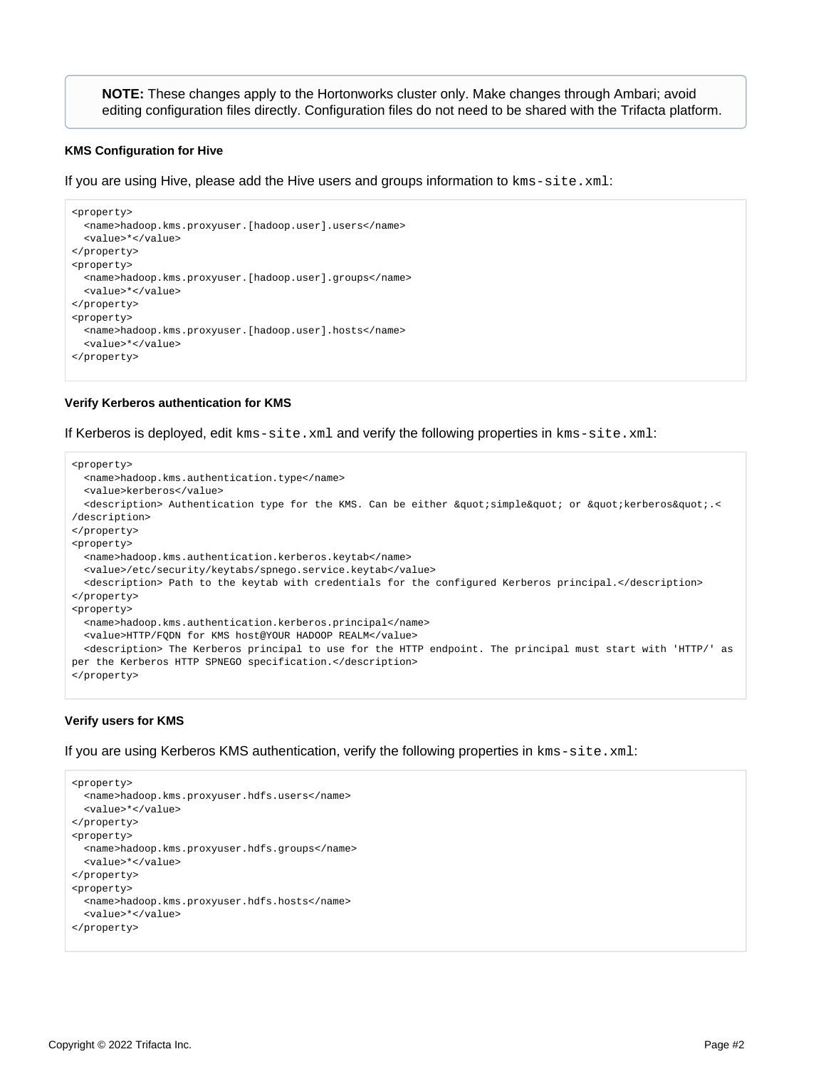> **NOTE:** These changes apply to the Hortonworks cluster only. Make changes through Ambari; avoid editing configuration files directly. Configuration files do not need to be shared with the Trifacta platform.

#### KMS Configuration for Hive

If you are using Hive, please add the Hive users and groups information to `kms-site.xml`:

```
<property>
  <name>hadoop.kms.proxyuser.[hadoop.user].users</name>
  <value>*</value>
</property>
<property>
  <name>hadoop.kms.proxyuser.[hadoop.user].groups</name>
  <value>*</value>
</property>
<property>
  <name>hadoop.kms.proxyuser.[hadoop.user].hosts</name>
  <value>*</value>
</property>
```

#### Verify Kerberos authentication for KMS

If Kerberos is deployed, edit `kms-site.xml` and verify the following properties in `kms-site.xml`:

```
<property>
  <name>hadoop.kms.authentication.type</name>
  <value>kerberos</value>
  <description> Authentication type for the KMS. Can be either &quot;simple&quot; or &quot;kerberos&quot;.<
/description>
</property>
<property>
  <name>hadoop.kms.authentication.kerberos.keytab</name>
  <value>/etc/security/keytabs/spnego.service.keytab</value>
  <description> Path to the keytab with credentials for the configured Kerberos principal.</description>
</property>
<property>
  <name>hadoop.kms.authentication.kerberos.principal</name>
  <value>HTTP/FQDN for KMS host@YOUR HADOOP REALM</value>
  <description> The Kerberos principal to use for the HTTP endpoint. The principal must start with 'HTTP/' as
per the Kerberos HTTP SPNEGO specification.</description>
</property>
```

#### Verify users for KMS

If you are using Kerberos KMS authentication, verify the following properties in `kms-site.xml`:

```
<property>
  <name>hadoop.kms.proxyuser.hdfs.users</name>
  <value>*</value>
</property>
<property>
  <name>hadoop.kms.proxyuser.hdfs.groups</name>
  <value>*</value>
</property>
<property>
  <name>hadoop.kms.proxyuser.hdfs.hosts</name>
  <value>*</value>
</property>
```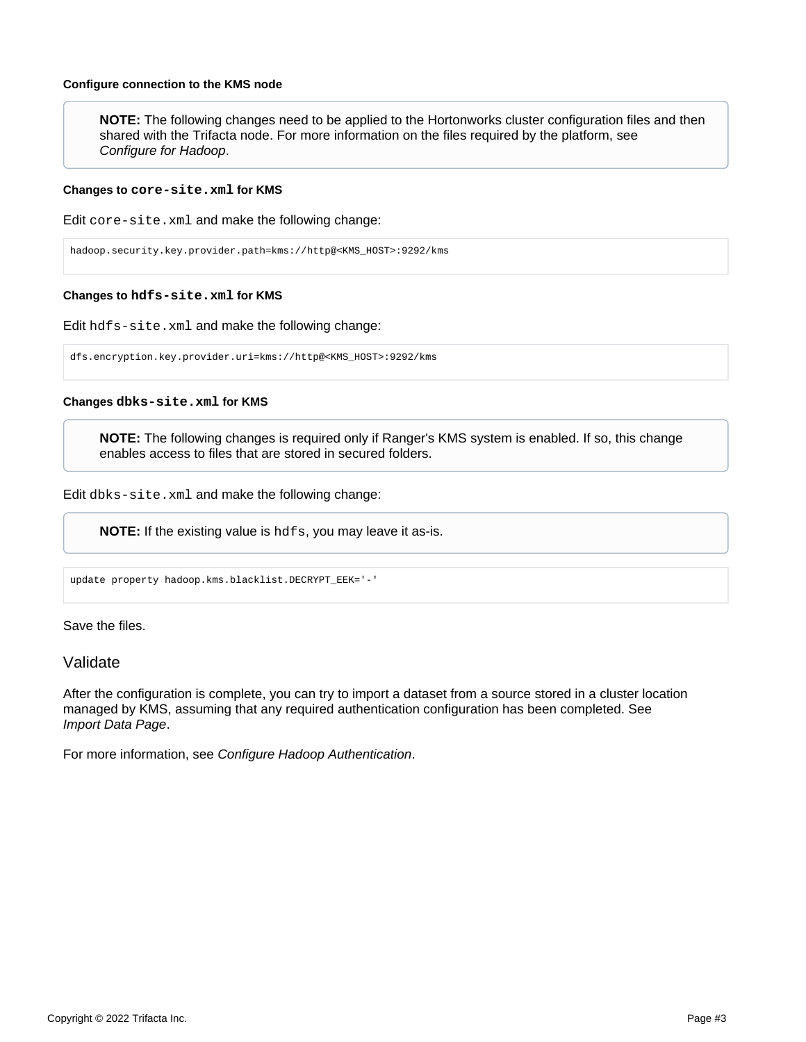#### Configure connection to the KMS node

> **NOTE:** The following changes need to be applied to the Hortonworks cluster configuration files and then shared with the Trifacta node. For more information on the files required by the platform, see *Configure for Hadoop*.

##### Changes to `core-site.xml` for KMS

Edit `core-site.xml` and make the following change:

```
hadoop.security.key.provider.path=kms://http@<KMS_HOST>:9292/kms
```

##### Changes to `hdfs-site.xml` for KMS

Edit `hdfs-site.xml` and make the following change:

```
dfs.encryption.key.provider.uri=kms://http@<KMS_HOST>:9292/kms
```

##### Changes `dbks-site.xml` for KMS

> **NOTE:** The following changes is required only if Ranger's KMS system is enabled. If so, this change enables access to files that are stored in secured folders.

Edit `dbks-site.xml` and make the following change:

> **NOTE:** If the existing value is `hdfs`, you may leave it as-is.

```
update property hadoop.kms.blacklist.DECRYPT_EEK='-'
```

Save the files.

## Validate

After the configuration is complete, you can try to import a dataset from a source stored in a cluster location managed by KMS, assuming that any required authentication configuration has been completed. See *Import Data Page*.

For more information, see *Configure Hadoop Authentication*.